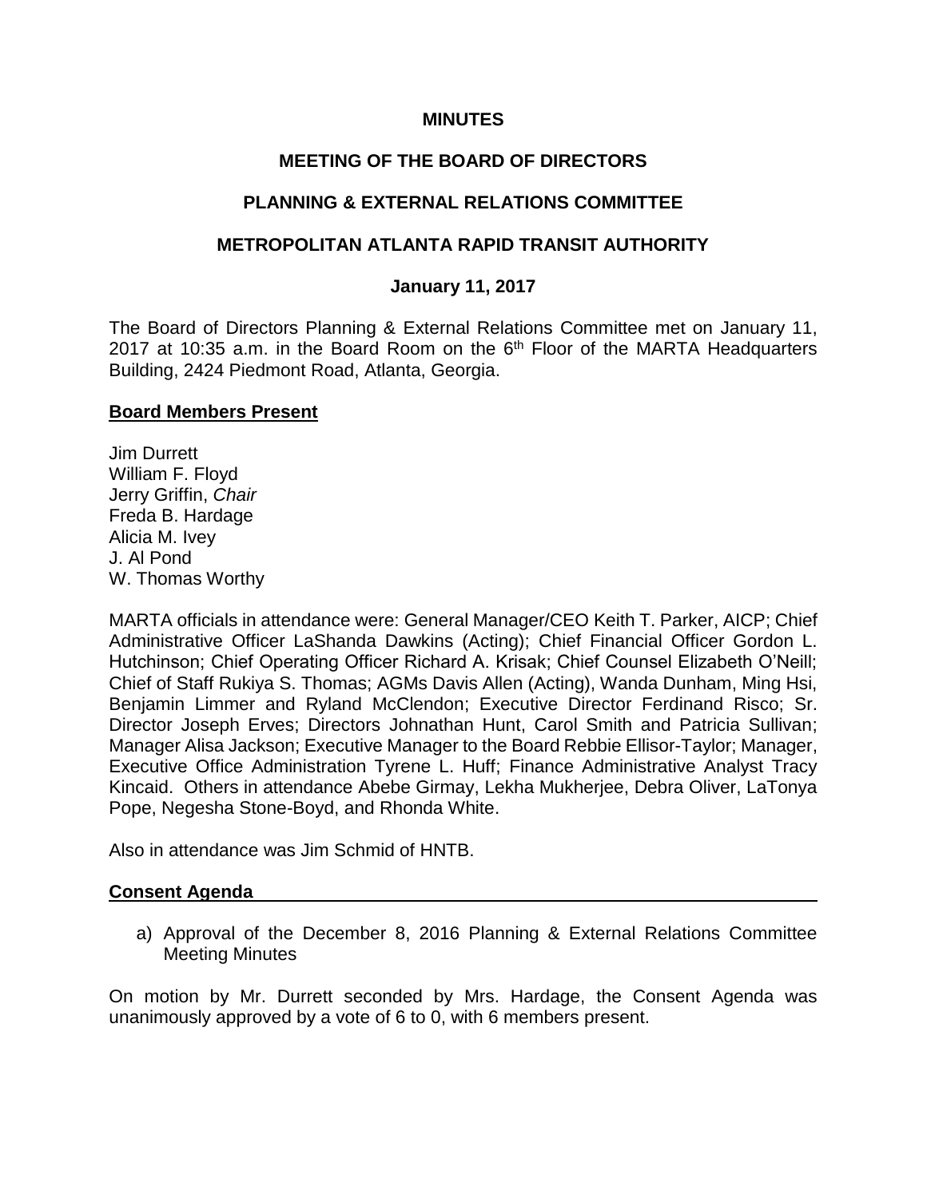# MINUTES

## MEETING OF THE BOARD OF DIRECTORS

## PLANNING & EXTERNAL RELATIONS COMMITTEE

## METROPOLITAN ATLANTA RAPID TRANSIT AUTHORITY

### January 11, 2017

The Board of Directors Planning & External Relations Committee met on January 11, 2017 at 10:35 a.m. in the Board Room on the 6th Floor of the MARTA Headquarters Building, 2424 Piedmont Road, Atlanta, Georgia.

**Board Members Present**

Jim Durrett
William F. Floyd
Jerry Griffin, *Chair*
Freda B. Hardage
Alicia M. Ivey
J. Al Pond
W. Thomas Worthy

MARTA officials in attendance were: General Manager/CEO Keith T. Parker, AICP; Chief Administrative Officer LaShanda Dawkins (Acting); Chief Financial Officer Gordon L. Hutchinson; Chief Operating Officer Richard A. Krisak; Chief Counsel Elizabeth O'Neill; Chief of Staff Rukiya S. Thomas; AGMs Davis Allen (Acting), Wanda Dunham, Ming Hsi, Benjamin Limmer and Ryland McClendon; Executive Director Ferdinand Risco; Sr. Director Joseph Erves; Directors Johnathan Hunt, Carol Smith and Patricia Sullivan; Manager Alisa Jackson; Executive Manager to the Board Rebbie Ellisor-Taylor; Manager, Executive Office Administration Tyrene L. Huff; Finance Administrative Analyst Tracy Kincaid. Others in attendance Abebe Girmay, Lekha Mukherjee, Debra Oliver, LaTonya Pope, Negesha Stone-Boyd, and Rhonda White.

Also in attendance was Jim Schmid of HNTB.

**Consent Agenda**

a) Approval of the December 8, 2016 Planning & External Relations Committee Meeting Minutes

On motion by Mr. Durrett seconded by Mrs. Hardage, the Consent Agenda was unanimously approved by a vote of 6 to 0, with 6 members present.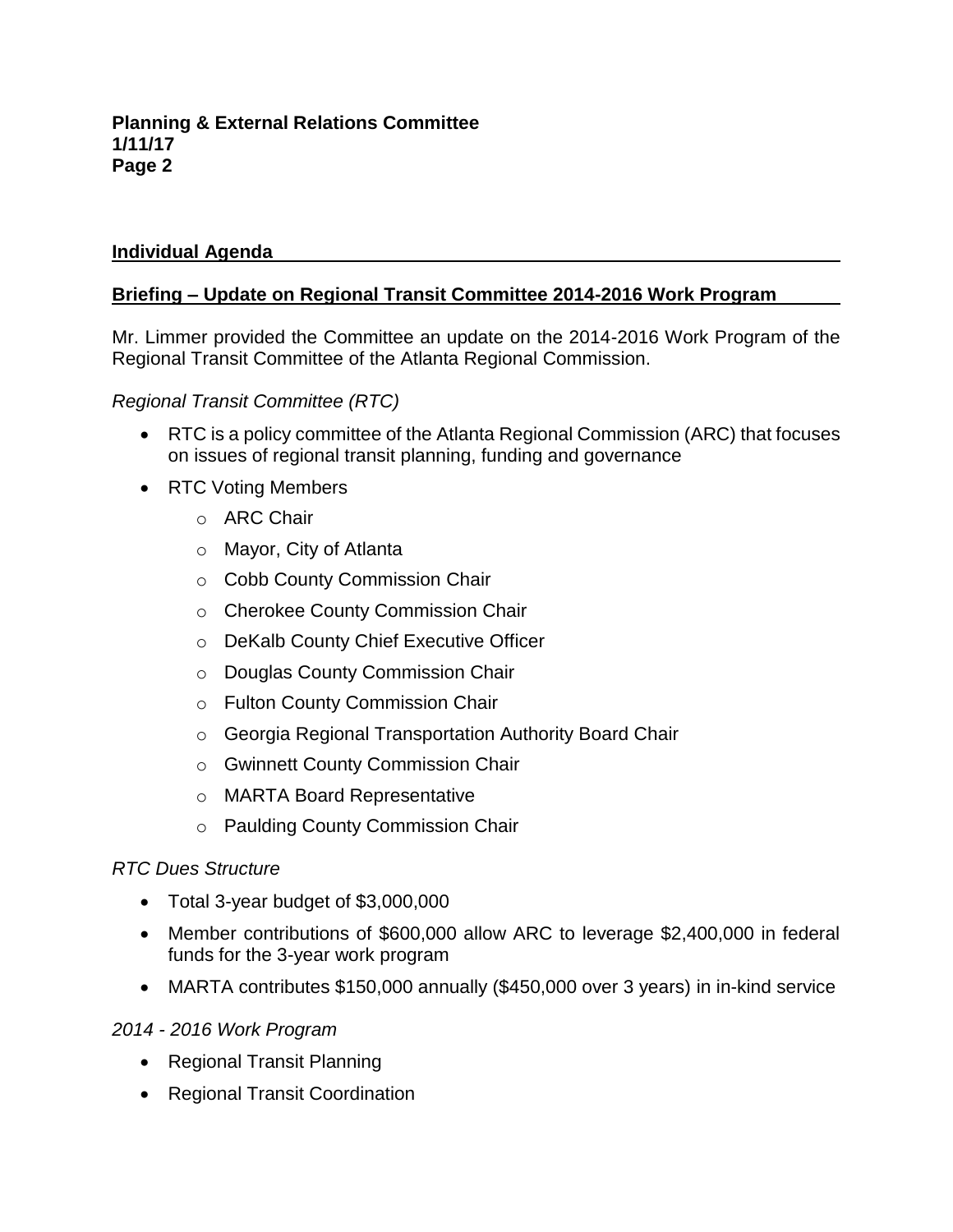## Individual Agenda

## Briefing – Update on Regional Transit Committee 2014-2016 Work Program

Mr. Limmer provided the Committee an update on the 2014-2016 Work Program of the Regional Transit Committee of the Atlanta Regional Commission.

*Regional Transit Committee (RTC)*

- RTC is a policy committee of the Atlanta Regional Commission (ARC) that focuses on issues of regional transit planning, funding and governance
- RTC Voting Members
  - ARC Chair
  - Mayor, City of Atlanta
  - Cobb County Commission Chair
  - Cherokee County Commission Chair
  - DeKalb County Chief Executive Officer
  - Douglas County Commission Chair
  - Fulton County Commission Chair
  - Georgia Regional Transportation Authority Board Chair
  - Gwinnett County Commission Chair
  - MARTA Board Representative
  - Paulding County Commission Chair

*RTC Dues Structure*

- Total 3-year budget of $3,000,000
- Member contributions of $600,000 allow ARC to leverage $2,400,000 in federal funds for the 3-year work program
- MARTA contributes $150,000 annually ($450,000 over 3 years) in in-kind service

*2014 - 2016 Work Program*

- Regional Transit Planning
- Regional Transit Coordination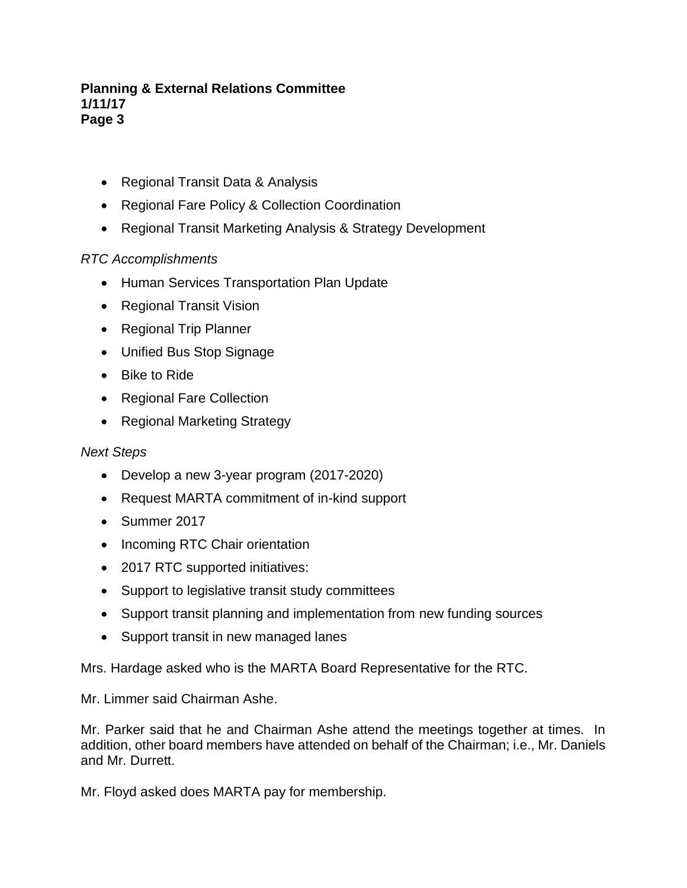- Regional Transit Data & Analysis
- Regional Fare Policy & Collection Coordination
- Regional Transit Marketing Analysis & Strategy Development

*RTC Accomplishments*

- Human Services Transportation Plan Update
- Regional Transit Vision
- Regional Trip Planner
- Unified Bus Stop Signage
- Bike to Ride
- Regional Fare Collection
- Regional Marketing Strategy

*Next Steps*

- Develop a new 3-year program (2017-2020)
- Request MARTA commitment of in-kind support
- Summer 2017
- Incoming RTC Chair orientation
- 2017 RTC supported initiatives:
- Support to legislative transit study committees
- Support transit planning and implementation from new funding sources
- Support transit in new managed lanes

Mrs. Hardage asked who is the MARTA Board Representative for the RTC.

Mr. Limmer said Chairman Ashe.

Mr. Parker said that he and Chairman Ashe attend the meetings together at times. In addition, other board members have attended on behalf of the Chairman; i.e., Mr. Daniels and Mr. Durrett.

Mr. Floyd asked does MARTA pay for membership.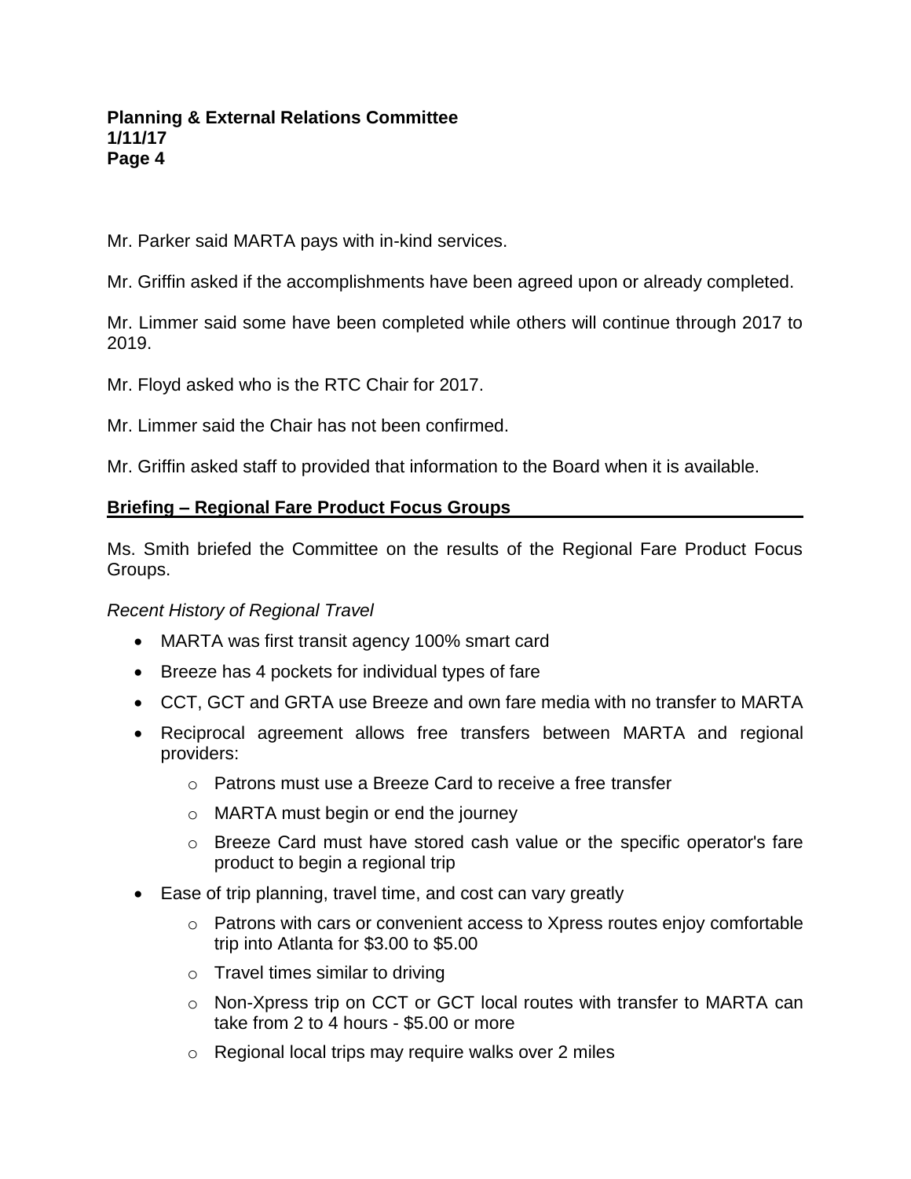Mr. Parker said MARTA pays with in-kind services.

Mr. Griffin asked if the accomplishments have been agreed upon or already completed.

Mr. Limmer said some have been completed while others will continue through 2017 to 2019.

Mr. Floyd asked who is the RTC Chair for 2017.

Mr. Limmer said the Chair has not been confirmed.

Mr. Griffin asked staff to provided that information to the Board when it is available.

**Briefing – Regional Fare Product Focus Groups**

Ms. Smith briefed the Committee on the results of the Regional Fare Product Focus Groups.

*Recent History of Regional Travel*

- MARTA was first transit agency 100% smart card
- Breeze has 4 pockets for individual types of fare
- CCT, GCT and GRTA use Breeze and own fare media with no transfer to MARTA
- Reciprocal agreement allows free transfers between MARTA and regional providers:
  - Patrons must use a Breeze Card to receive a free transfer
  - MARTA must begin or end the journey
  - Breeze Card must have stored cash value or the specific operator's fare product to begin a regional trip
- Ease of trip planning, travel time, and cost can vary greatly
  - Patrons with cars or convenient access to Xpress routes enjoy comfortable trip into Atlanta for $3.00 to $5.00
  - Travel times similar to driving
  - Non-Xpress trip on CCT or GCT local routes with transfer to MARTA can take from 2 to 4 hours - $5.00 or more
  - Regional local trips may require walks over 2 miles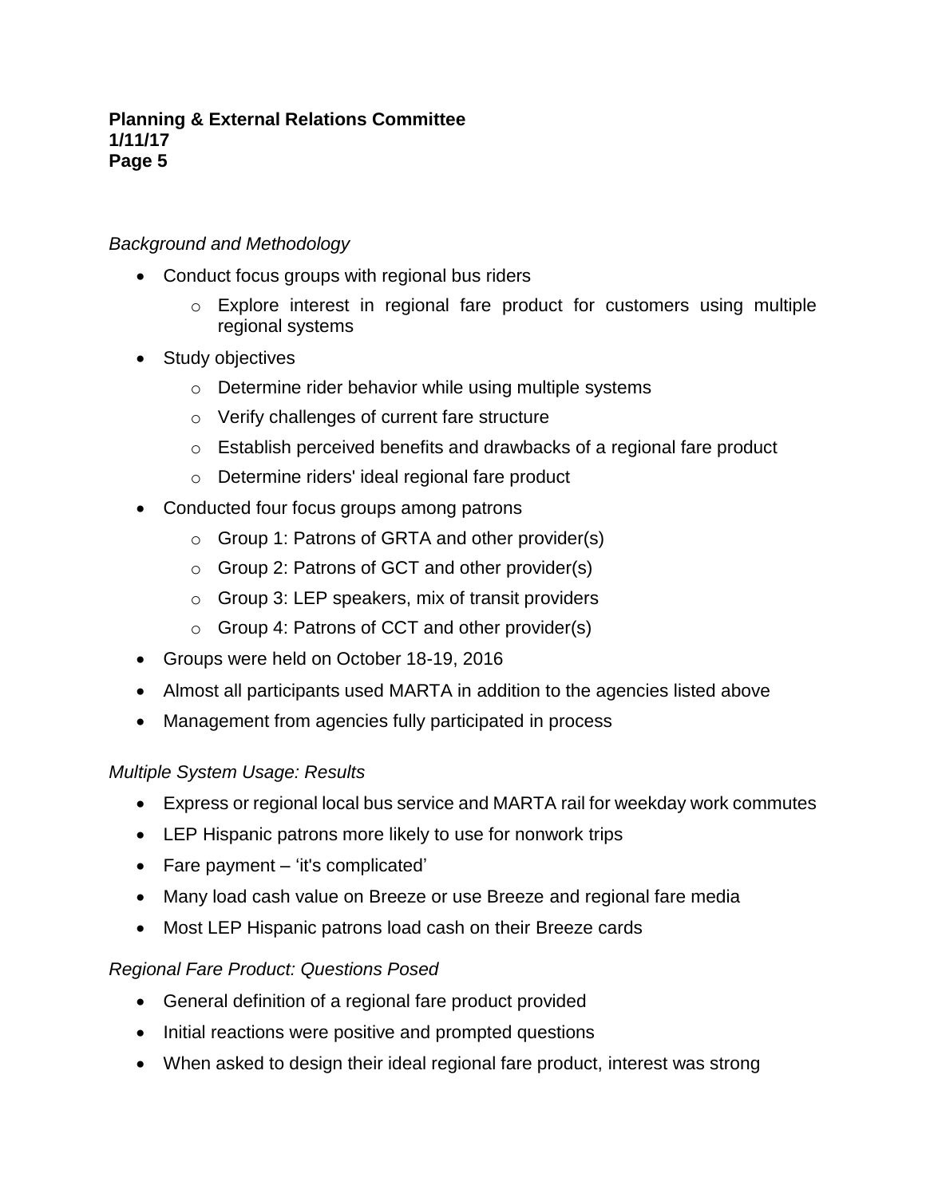*Background and Methodology*

- Conduct focus groups with regional bus riders
    - Explore interest in regional fare product for customers using multiple regional systems
- Study objectives
    - Determine rider behavior while using multiple systems
    - Verify challenges of current fare structure
    - Establish perceived benefits and drawbacks of a regional fare product
    - Determine riders' ideal regional fare product
- Conducted four focus groups among patrons
    - Group 1: Patrons of GRTA and other provider(s)
    - Group 2: Patrons of GCT and other provider(s)
    - Group 3: LEP speakers, mix of transit providers
    - Group 4: Patrons of CCT and other provider(s)
- Groups were held on October 18-19, 2016
- Almost all participants used MARTA in addition to the agencies listed above
- Management from agencies fully participated in process

*Multiple System Usage: Results*

- Express or regional local bus service and MARTA rail for weekday work commutes
- LEP Hispanic patrons more likely to use for nonwork trips
- Fare payment – 'it's complicated'
- Many load cash value on Breeze or use Breeze and regional fare media
- Most LEP Hispanic patrons load cash on their Breeze cards

*Regional Fare Product: Questions Posed*

- General definition of a regional fare product provided
- Initial reactions were positive and prompted questions
- When asked to design their ideal regional fare product, interest was strong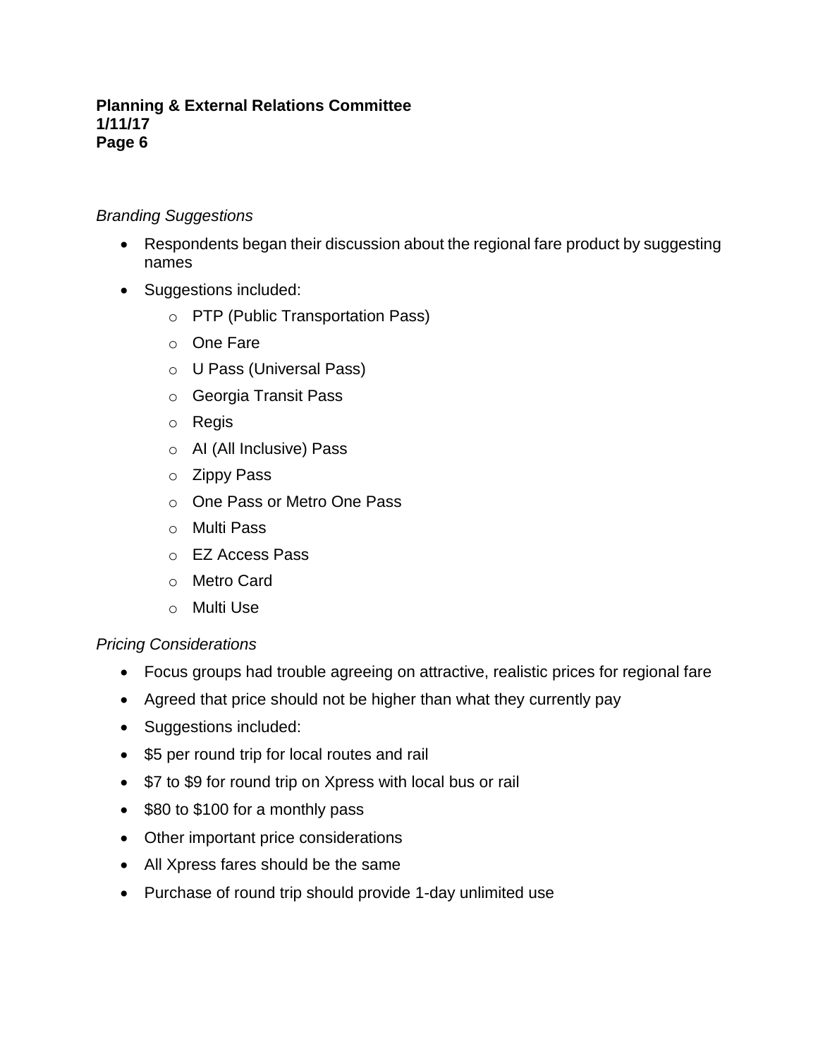*Branding Suggestions*

- Respondents began their discussion about the regional fare product by suggesting names
- Suggestions included:
  - PTP (Public Transportation Pass)
  - One Fare
  - U Pass (Universal Pass)
  - Georgia Transit Pass
  - Regis
  - AI (All Inclusive) Pass
  - Zippy Pass
  - One Pass or Metro One Pass
  - Multi Pass
  - EZ Access Pass
  - Metro Card
  - Multi Use

*Pricing Considerations*

- Focus groups had trouble agreeing on attractive, realistic prices for regional fare
- Agreed that price should not be higher than what they currently pay
- Suggestions included:
- $5 per round trip for local routes and rail
- $7 to $9 for round trip on Xpress with local bus or rail
- $80 to $100 for a monthly pass
- Other important price considerations
- All Xpress fares should be the same
- Purchase of round trip should provide 1-day unlimited use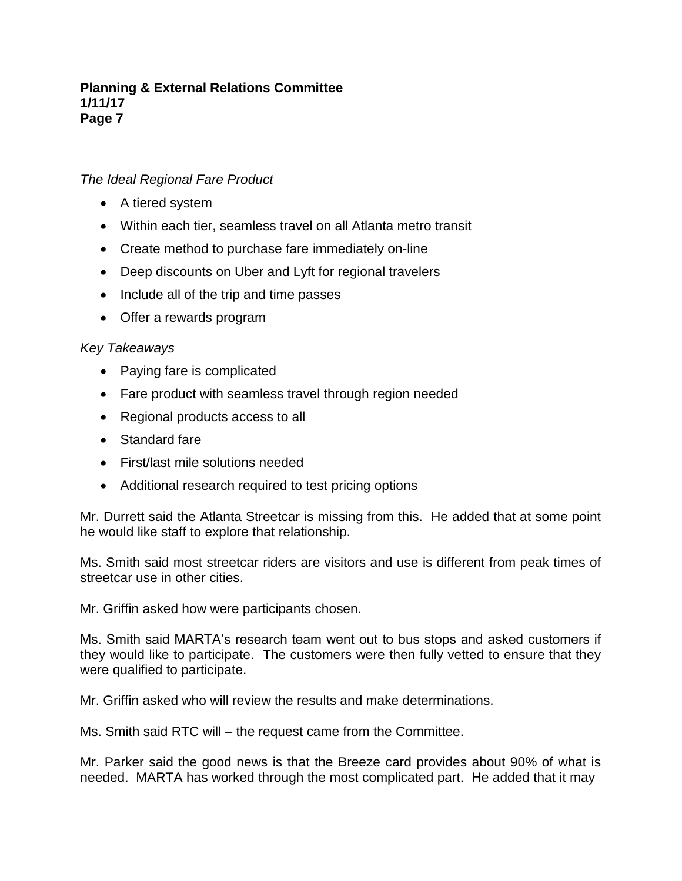*The Ideal Regional Fare Product*

- A tiered system
- Within each tier, seamless travel on all Atlanta metro transit
- Create method to purchase fare immediately on-line
- Deep discounts on Uber and Lyft for regional travelers
- Include all of the trip and time passes
- Offer a rewards program

*Key Takeaways*

- Paying fare is complicated
- Fare product with seamless travel through region needed
- Regional products access to all
- Standard fare
- First/last mile solutions needed
- Additional research required to test pricing options

Mr. Durrett said the Atlanta Streetcar is missing from this. He added that at some point he would like staff to explore that relationship.

Ms. Smith said most streetcar riders are visitors and use is different from peak times of streetcar use in other cities.

Mr. Griffin asked how were participants chosen.

Ms. Smith said MARTA's research team went out to bus stops and asked customers if they would like to participate. The customers were then fully vetted to ensure that they were qualified to participate.

Mr. Griffin asked who will review the results and make determinations.

Ms. Smith said RTC will – the request came from the Committee.

Mr. Parker said the good news is that the Breeze card provides about 90% of what is needed. MARTA has worked through the most complicated part. He added that it may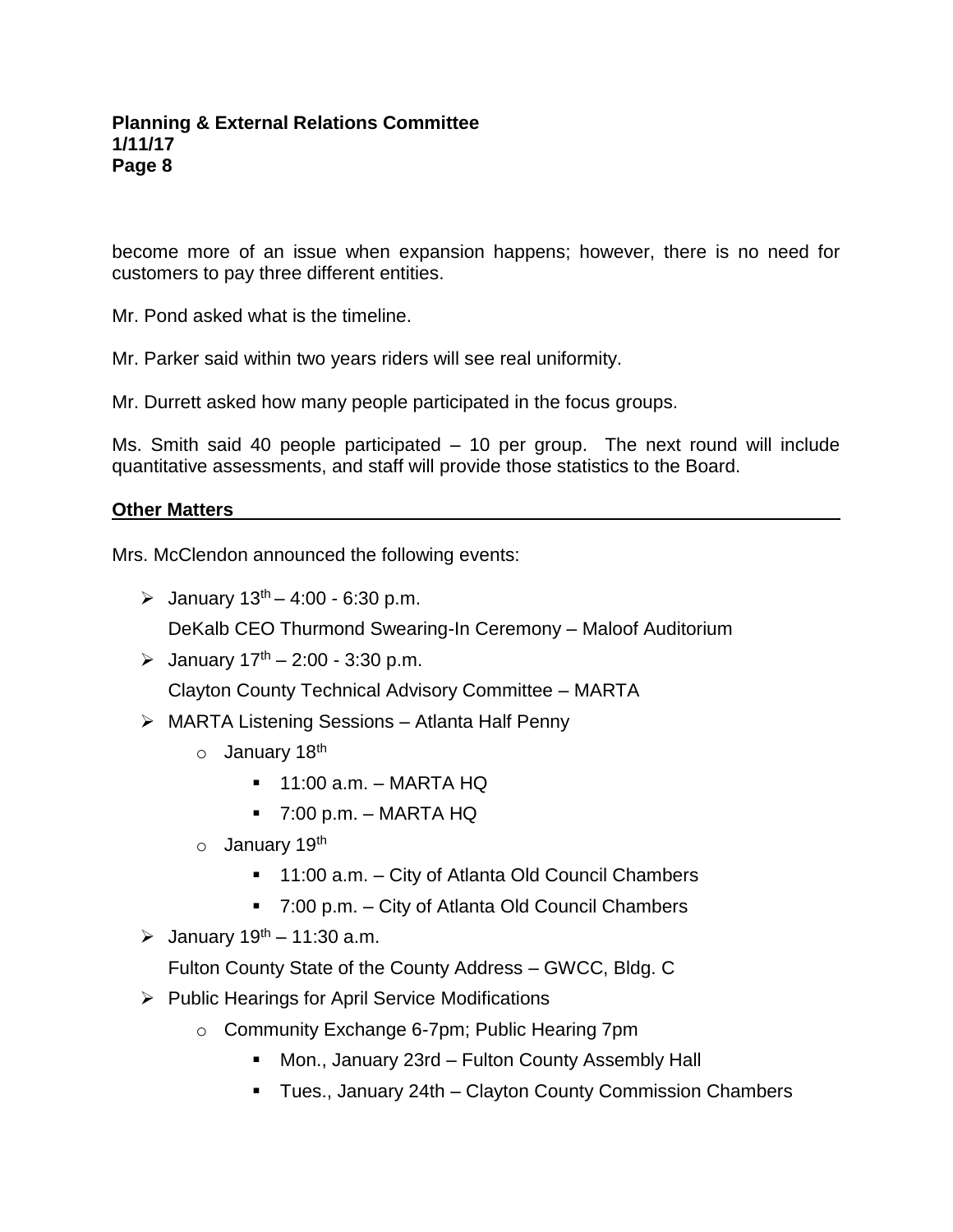become more of an issue when expansion happens; however, there is no need for customers to pay three different entities.

Mr. Pond asked what is the timeline.

Mr. Parker said within two years riders will see real uniformity.

Mr. Durrett asked how many people participated in the focus groups.

Ms. Smith said 40 people participated – 10 per group. The next round will include quantitative assessments, and staff will provide those statistics to the Board.

**Other Matters**

Mrs. McClendon announced the following events:

- January 13th – 4:00 - 6:30 p.m.
  DeKalb CEO Thurmond Swearing-In Ceremony – Maloof Auditorium
- January 17th – 2:00 - 3:30 p.m.
  Clayton County Technical Advisory Committee – MARTA
- MARTA Listening Sessions – Atlanta Half Penny
  - January 18th
    - 11:00 a.m. – MARTA HQ
    - 7:00 p.m. – MARTA HQ
  - January 19th
    - 11:00 a.m. – City of Atlanta Old Council Chambers
    - 7:00 p.m. – City of Atlanta Old Council Chambers
- January 19th – 11:30 a.m.
  Fulton County State of the County Address – GWCC, Bldg. C
- Public Hearings for April Service Modifications
  - Community Exchange 6-7pm; Public Hearing 7pm
    - Mon., January 23rd – Fulton County Assembly Hall
    - Tues., January 24th – Clayton County Commission Chambers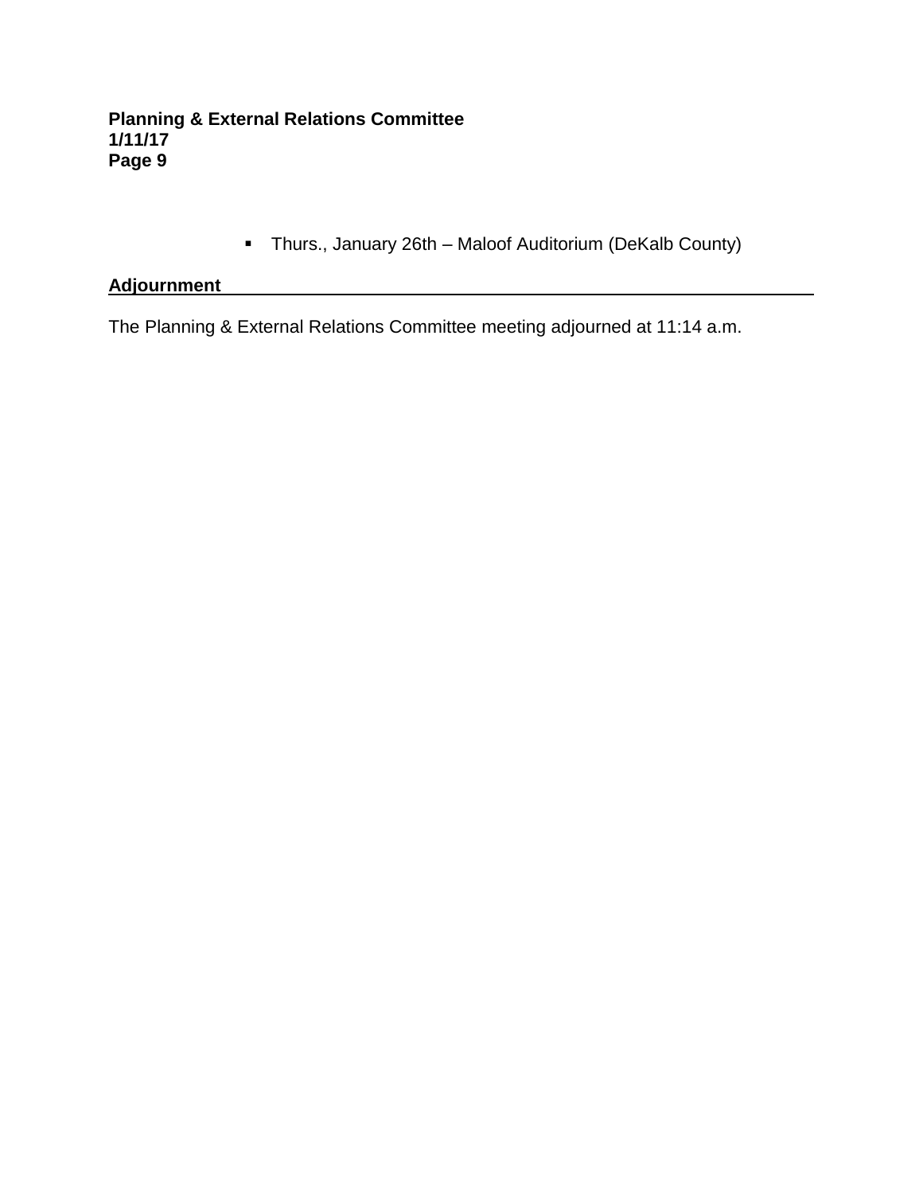- Thurs., January 26th – Maloof Auditorium (DeKalb County)

**Adjournment**

The Planning & External Relations Committee meeting adjourned at 11:14 a.m.